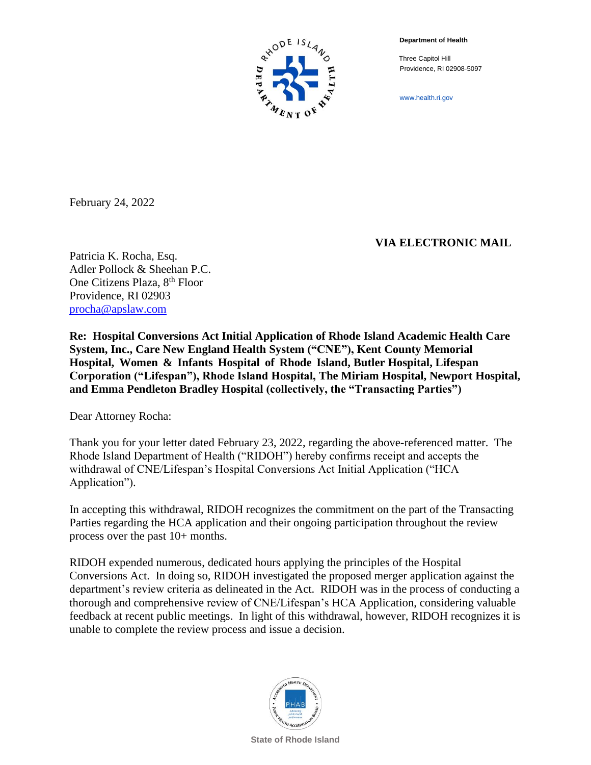**Department of Health**

Three Capitol Hill
Providence, RI 02908-5097

www.health.ri.gov

February 24, 2022

**VIA ELECTRONIC MAIL**

Patricia K. Rocha, Esq.
Adler Pollock & Sheehan P.C.
One Citizens Plaza, 8th Floor
Providence, RI 02903
procha@apslaw.com

**Re: Hospital Conversions Act Initial Application of Rhode Island Academic Health Care System, Inc., Care New England Health System ("CNE"), Kent County Memorial Hospital, Women & Infants Hospital of Rhode Island, Butler Hospital, Lifespan Corporation ("Lifespan"), Rhode Island Hospital, The Miriam Hospital, Newport Hospital, and Emma Pendleton Bradley Hospital (collectively, the "Transacting Parties")**

Dear Attorney Rocha:

Thank you for your letter dated February 23, 2022, regarding the above-referenced matter. The Rhode Island Department of Health ("RIDOH") hereby confirms receipt and accepts the withdrawal of CNE/Lifespan's Hospital Conversions Act Initial Application ("HCA Application").

In accepting this withdrawal, RIDOH recognizes the commitment on the part of the Transacting Parties regarding the HCA application and their ongoing participation throughout the review process over the past 10+ months.

RIDOH expended numerous, dedicated hours applying the principles of the Hospital Conversions Act. In doing so, RIDOH investigated the proposed merger application against the department's review criteria as delineated in the Act. RIDOH was in the process of conducting a thorough and comprehensive review of CNE/Lifespan's HCA Application, considering valuable feedback at recent public meetings. In light of this withdrawal, however, RIDOH recognizes it is unable to complete the review process and issue a decision.

State of Rhode Island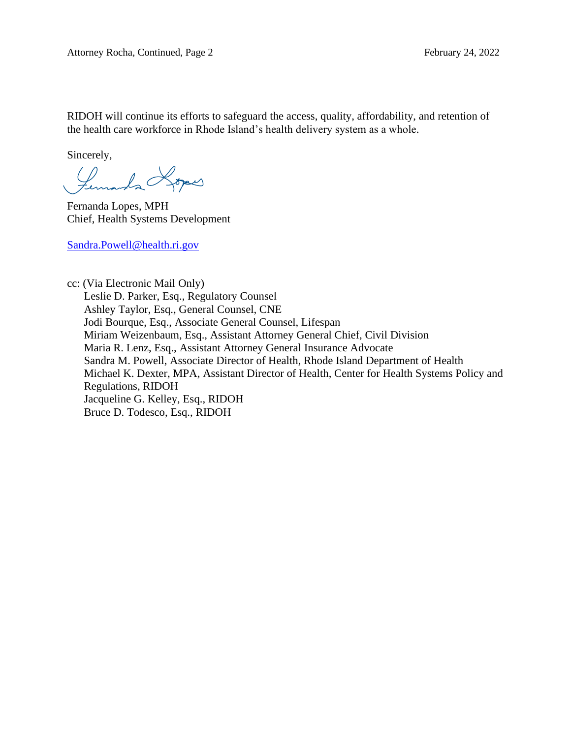RIDOH will continue its efforts to safeguard the access, quality, affordability, and retention of the health care workforce in Rhode Island's health delivery system as a whole.

Sincerely,

Fernanda Lopes, MPH  
Chief, Health Systems Development

Sandra.Powell@health.ri.gov

cc: (Via Electronic Mail Only)  
Leslie D. Parker, Esq., Regulatory Counsel  
Ashley Taylor, Esq., General Counsel, CNE  
Jodi Bourque, Esq., Associate General Counsel, Lifespan  
Miriam Weizenbaum, Esq., Assistant Attorney General Chief, Civil Division  
Maria R. Lenz, Esq., Assistant Attorney General Insurance Advocate  
Sandra M. Powell, Associate Director of Health, Rhode Island Department of Health  
Michael K. Dexter, MPA, Assistant Director of Health, Center for Health Systems Policy and Regulations, RIDOH  
Jacqueline G. Kelley, Esq., RIDOH  
Bruce D. Todesco, Esq., RIDOH